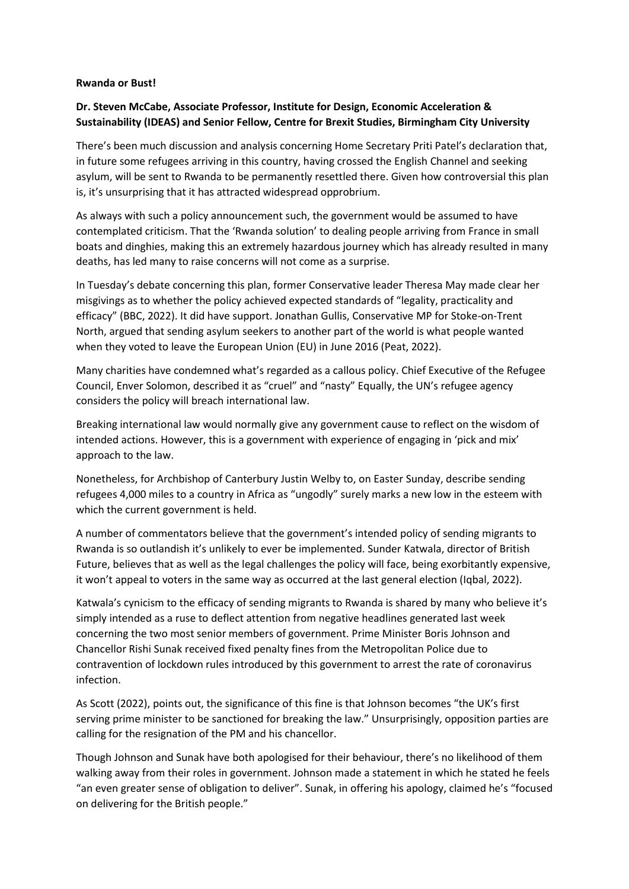**Rwanda or Bust!**

**Dr. Steven McCabe, Associate Professor, Institute for Design, Economic Acceleration & Sustainability (IDEAS) and Senior Fellow, Centre for Brexit Studies, Birmingham City University**

There's been much discussion and analysis concerning Home Secretary Priti Patel's declaration that, in future some refugees arriving in this country, having crossed the English Channel and seeking asylum, will be sent to Rwanda to be permanently resettled there. Given how controversial this plan is, it's unsurprising that it has attracted widespread opprobrium.

As always with such a policy announcement such, the government would be assumed to have contemplated criticism. That the 'Rwanda solution' to dealing people arriving from France in small boats and dinghies, making this an extremely hazardous journey which has already resulted in many deaths, has led many to raise concerns will not come as a surprise.

In Tuesday's debate concerning this plan, former Conservative leader Theresa May made clear her misgivings as to whether the policy achieved expected standards of "legality, practicality and efficacy" (BBC, 2022). It did have support. Jonathan Gullis, Conservative MP for Stoke-on-Trent North, argued that sending asylum seekers to another part of the world is what people wanted when they voted to leave the European Union (EU) in June 2016 (Peat, 2022).

Many charities have condemned what's regarded as a callous policy. Chief Executive of the Refugee Council, Enver Solomon, described it as "cruel" and "nasty" Equally, the UN's refugee agency considers the policy will breach international law.

Breaking international law would normally give any government cause to reflect on the wisdom of intended actions. However, this is a government with experience of engaging in 'pick and mix' approach to the law.

Nonetheless, for Archbishop of Canterbury Justin Welby to, on Easter Sunday, describe sending refugees 4,000 miles to a country in Africa as "ungodly" surely marks a new low in the esteem with which the current government is held.

A number of commentators believe that the government's intended policy of sending migrants to Rwanda is so outlandish it's unlikely to ever be implemented. Sunder Katwala, director of British Future, believes that as well as the legal challenges the policy will face, being exorbitantly expensive, it won't appeal to voters in the same way as occurred at the last general election (Iqbal, 2022).

Katwala's cynicism to the efficacy of sending migrants to Rwanda is shared by many who believe it's simply intended as a ruse to deflect attention from negative headlines generated last week concerning the two most senior members of government. Prime Minister Boris Johnson and Chancellor Rishi Sunak received fixed penalty fines from the Metropolitan Police due to contravention of lockdown rules introduced by this government to arrest the rate of coronavirus infection.

As Scott (2022), points out, the significance of this fine is that Johnson becomes "the UK's first serving prime minister to be sanctioned for breaking the law." Unsurprisingly, opposition parties are calling for the resignation of the PM and his chancellor.

Though Johnson and Sunak have both apologised for their behaviour, there's no likelihood of them walking away from their roles in government. Johnson made a statement in which he stated he feels "an even greater sense of obligation to deliver". Sunak, in offering his apology, claimed he's "focused on delivering for the British people."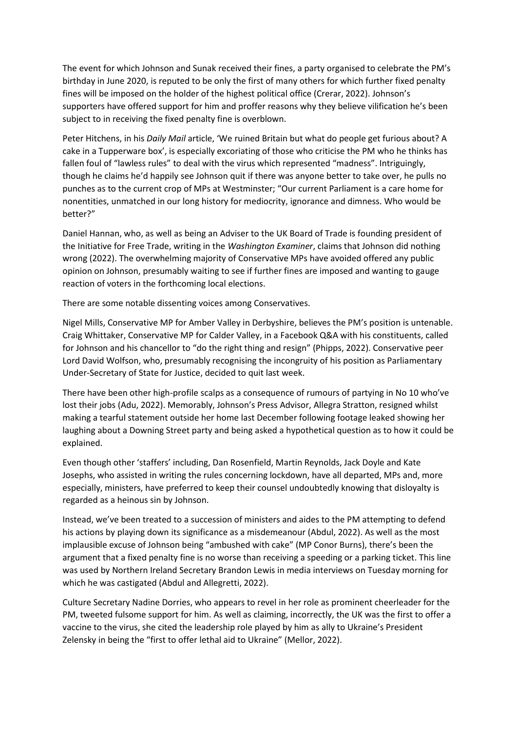The event for which Johnson and Sunak received their fines, a party organised to celebrate the PM's birthday in June 2020, is reputed to be only the first of many others for which further fixed penalty fines will be imposed on the holder of the highest political office (Crerar, 2022). Johnson's supporters have offered support for him and proffer reasons why they believe vilification he's been subject to in receiving the fixed penalty fine is overblown.

Peter Hitchens, in his *Daily Mail* article, 'We ruined Britain but what do people get furious about? A cake in a Tupperware box', is especially excoriating of those who criticise the PM who he thinks has fallen foul of "lawless rules" to deal with the virus which represented "madness". Intriguingly, though he claims he'd happily see Johnson quit if there was anyone better to take over, he pulls no punches as to the current crop of MPs at Westminster; "Our current Parliament is a care home for nonentities, unmatched in our long history for mediocrity, ignorance and dimness. Who would be better?"

Daniel Hannan, who, as well as being an Adviser to the UK Board of Trade is founding president of the Initiative for Free Trade, writing in the *Washington Examiner*, claims that Johnson did nothing wrong (2022). The overwhelming majority of Conservative MPs have avoided offered any public opinion on Johnson, presumably waiting to see if further fines are imposed and wanting to gauge reaction of voters in the forthcoming local elections.

There are some notable dissenting voices among Conservatives.

Nigel Mills, Conservative MP for Amber Valley in Derbyshire, believes the PM's position is untenable. Craig Whittaker, Conservative MP for Calder Valley, in a Facebook Q&A with his constituents, called for Johnson and his chancellor to "do the right thing and resign" (Phipps, 2022). Conservative peer Lord David Wolfson, who, presumably recognising the incongruity of his position as Parliamentary Under-Secretary of State for Justice, decided to quit last week.

There have been other high-profile scalps as a consequence of rumours of partying in No 10 who've lost their jobs (Adu, 2022). Memorably, Johnson's Press Advisor, Allegra Stratton, resigned whilst making a tearful statement outside her home last December following footage leaked showing her laughing about a Downing Street party and being asked a hypothetical question as to how it could be explained.

Even though other 'staffers' including, Dan Rosenfield, Martin Reynolds, Jack Doyle and Kate Josephs, who assisted in writing the rules concerning lockdown, have all departed, MPs and, more especially, ministers, have preferred to keep their counsel undoubtedly knowing that disloyalty is regarded as a heinous sin by Johnson.

Instead, we've been treated to a succession of ministers and aides to the PM attempting to defend his actions by playing down its significance as a misdemeanour (Abdul, 2022). As well as the most implausible excuse of Johnson being "ambushed with cake" (MP Conor Burns), there's been the argument that a fixed penalty fine is no worse than receiving a speeding or a parking ticket. This line was used by Northern Ireland Secretary Brandon Lewis in media interviews on Tuesday morning for which he was castigated (Abdul and Allegretti, 2022).

Culture Secretary Nadine Dorries, who appears to revel in her role as prominent cheerleader for the PM, tweeted fulsome support for him. As well as claiming, incorrectly, the UK was the first to offer a vaccine to the virus, she cited the leadership role played by him as ally to Ukraine's President Zelensky in being the "first to offer lethal aid to Ukraine" (Mellor, 2022).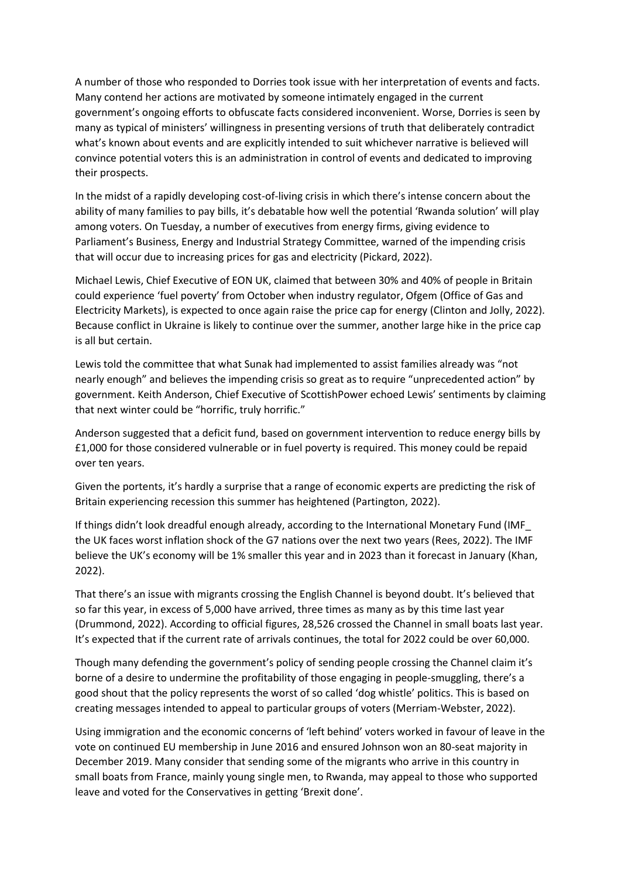A number of those who responded to Dorries took issue with her interpretation of events and facts. Many contend her actions are motivated by someone intimately engaged in the current government's ongoing efforts to obfuscate facts considered inconvenient. Worse, Dorries is seen by many as typical of ministers' willingness in presenting versions of truth that deliberately contradict what's known about events and are explicitly intended to suit whichever narrative is believed will convince potential voters this is an administration in control of events and dedicated to improving their prospects.

In the midst of a rapidly developing cost-of-living crisis in which there's intense concern about the ability of many families to pay bills, it's debatable how well the potential 'Rwanda solution' will play among voters. On Tuesday, a number of executives from energy firms, giving evidence to Parliament's Business, Energy and Industrial Strategy Committee, warned of the impending crisis that will occur due to increasing prices for gas and electricity (Pickard, 2022).

Michael Lewis, Chief Executive of EON UK, claimed that between 30% and 40% of people in Britain could experience 'fuel poverty' from October when industry regulator, Ofgem (Office of Gas and Electricity Markets), is expected to once again raise the price cap for energy (Clinton and Jolly, 2022). Because conflict in Ukraine is likely to continue over the summer, another large hike in the price cap is all but certain.

Lewis told the committee that what Sunak had implemented to assist families already was "not nearly enough" and believes the impending crisis so great as to require "unprecedented action" by government. Keith Anderson, Chief Executive of ScottishPower echoed Lewis' sentiments by claiming that next winter could be "horrific, truly horrific."

Anderson suggested that a deficit fund, based on government intervention to reduce energy bills by £1,000 for those considered vulnerable or in fuel poverty is required. This money could be repaid over ten years.

Given the portents, it's hardly a surprise that a range of economic experts are predicting the risk of Britain experiencing recession this summer has heightened (Partington, 2022).

If things didn't look dreadful enough already, according to the International Monetary Fund (IMF_ the UK faces worst inflation shock of the G7 nations over the next two years (Rees, 2022). The IMF believe the UK's economy will be 1% smaller this year and in 2023 than it forecast in January (Khan, 2022).

That there's an issue with migrants crossing the English Channel is beyond doubt. It's believed that so far this year, in excess of 5,000 have arrived, three times as many as by this time last year (Drummond, 2022). According to official figures, 28,526 crossed the Channel in small boats last year. It's expected that if the current rate of arrivals continues, the total for 2022 could be over 60,000.

Though many defending the government's policy of sending people crossing the Channel claim it's borne of a desire to undermine the profitability of those engaging in people-smuggling, there's a good shout that the policy represents the worst of so called 'dog whistle' politics. This is based on creating messages intended to appeal to particular groups of voters (Merriam-Webster, 2022).

Using immigration and the economic concerns of 'left behind' voters worked in favour of leave in the vote on continued EU membership in June 2016 and ensured Johnson won an 80-seat majority in December 2019. Many consider that sending some of the migrants who arrive in this country in small boats from France, mainly young single men, to Rwanda, may appeal to those who supported leave and voted for the Conservatives in getting 'Brexit done'.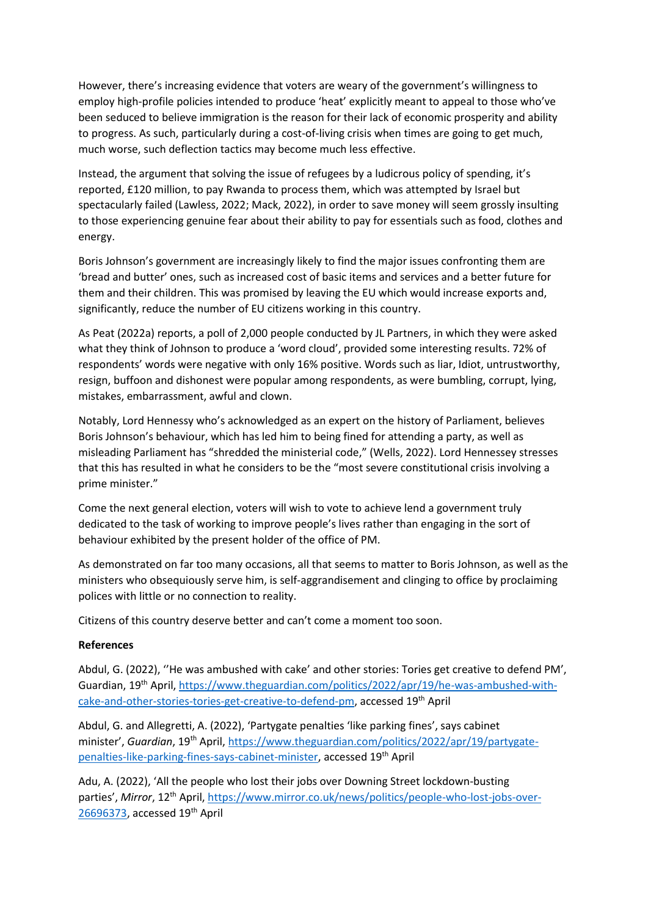However, there's increasing evidence that voters are weary of the government's willingness to employ high-profile policies intended to produce 'heat' explicitly meant to appeal to those who've been seduced to believe immigration is the reason for their lack of economic prosperity and ability to progress. As such, particularly during a cost-of-living crisis when times are going to get much, much worse, such deflection tactics may become much less effective.

Instead, the argument that solving the issue of refugees by a ludicrous policy of spending, it's reported, £120 million, to pay Rwanda to process them, which was attempted by Israel but spectacularly failed (Lawless, 2022; Mack, 2022), in order to save money will seem grossly insulting to those experiencing genuine fear about their ability to pay for essentials such as food, clothes and energy.

Boris Johnson's government are increasingly likely to find the major issues confronting them are 'bread and butter' ones, such as increased cost of basic items and services and a better future for them and their children. This was promised by leaving the EU which would increase exports and, significantly, reduce the number of EU citizens working in this country.

As Peat (2022a) reports, a poll of 2,000 people conducted by JL Partners, in which they were asked what they think of Johnson to produce a 'word cloud', provided some interesting results. 72% of respondents' words were negative with only 16% positive. Words such as liar, Idiot, untrustworthy, resign, buffoon and dishonest were popular among respondents, as were bumbling, corrupt, lying, mistakes, embarrassment, awful and clown.

Notably, Lord Hennessy who's acknowledged as an expert on the history of Parliament, believes Boris Johnson's behaviour, which has led him to being fined for attending a party, as well as misleading Parliament has "shredded the ministerial code," (Wells, 2022). Lord Hennessey stresses that this has resulted in what he considers to be the "most severe constitutional crisis involving a prime minister."

Come the next general election, voters will wish to vote to achieve lend a government truly dedicated to the task of working to improve people's lives rather than engaging in the sort of behaviour exhibited by the present holder of the office of PM.

As demonstrated on far too many occasions, all that seems to matter to Boris Johnson, as well as the ministers who obsequiously serve him, is self-aggrandisement and clinging to office by proclaiming polices with little or no connection to reality.

Citizens of this country deserve better and can't come a moment too soon.

**References**

Abdul, G. (2022), ''He was ambushed with cake' and other stories: Tories get creative to defend PM', Guardian, 19th April, https://www.theguardian.com/politics/2022/apr/19/he-was-ambushed-with-cake-and-other-stories-tories-get-creative-to-defend-pm, accessed 19th April

Abdul, G. and Allegretti, A. (2022), 'Partygate penalties 'like parking fines', says cabinet minister', *Guardian*, 19th April, https://www.theguardian.com/politics/2022/apr/19/partygate-penalties-like-parking-fines-says-cabinet-minister, accessed 19th April

Adu, A. (2022), 'All the people who lost their jobs over Downing Street lockdown-busting parties', *Mirror*, 12th April, https://www.mirror.co.uk/news/politics/people-who-lost-jobs-over-26696373, accessed 19th April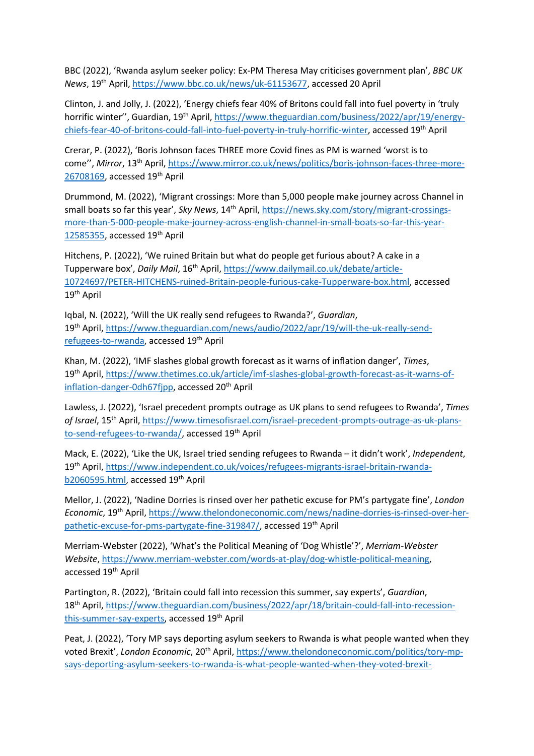BBC (2022), 'Rwanda asylum seeker policy: Ex-PM Theresa May criticises government plan', *BBC UK News*, 19th April, https://www.bbc.co.uk/news/uk-61153677, accessed 20 April

Clinton, J. and Jolly, J. (2022), 'Energy chiefs fear 40% of Britons could fall into fuel poverty in 'truly horrific winter'', Guardian, 19th April, https://www.theguardian.com/business/2022/apr/19/energy-chiefs-fear-40-of-britons-could-fall-into-fuel-poverty-in-truly-horrific-winter, accessed 19th April

Crerar, P. (2022), 'Boris Johnson faces THREE more Covid fines as PM is warned 'worst is to come'', *Mirror*, 13th April, https://www.mirror.co.uk/news/politics/boris-johnson-faces-three-more-26708169, accessed 19th April

Drummond, M. (2022), 'Migrant crossings: More than 5,000 people make journey across Channel in small boats so far this year', *Sky News*, 14th April, https://news.sky.com/story/migrant-crossings-more-than-5-000-people-make-journey-across-english-channel-in-small-boats-so-far-this-year-12585355, accessed 19th April

Hitchens, P. (2022), 'We ruined Britain but what do people get furious about? A cake in a Tupperware box', *Daily Mail*, 16th April, https://www.dailymail.co.uk/debate/article-10724697/PETER-HITCHENS-ruined-Britain-people-furious-cake-Tupperware-box.html, accessed 19th April

Iqbal, N. (2022), 'Will the UK really send refugees to Rwanda?', *Guardian*, 19th April, https://www.theguardian.com/news/audio/2022/apr/19/will-the-uk-really-send-refugees-to-rwanda, accessed 19th April

Khan, M. (2022), 'IMF slashes global growth forecast as it warns of inflation danger', *Times*, 19th April, https://www.thetimes.co.uk/article/imf-slashes-global-growth-forecast-as-it-warns-of-inflation-danger-0dh67fjpp, accessed 20th April

Lawless, J. (2022), 'Israel precedent prompts outrage as UK plans to send refugees to Rwanda', *Times of Israel*, 15th April, https://www.timesofisrael.com/israel-precedent-prompts-outrage-as-uk-plans-to-send-refugees-to-rwanda/, accessed 19th April

Mack, E. (2022), 'Like the UK, Israel tried sending refugees to Rwanda – it didn't work', *Independent*, 19th April, https://www.independent.co.uk/voices/refugees-migrants-israel-britain-rwanda-b2060595.html, accessed 19th April

Mellor, J. (2022), 'Nadine Dorries is rinsed over her pathetic excuse for PM's partygate fine', *London Economic*, 19th April, https://www.thelondoneconomic.com/news/nadine-dorries-is-rinsed-over-her-pathetic-excuse-for-pms-partygate-fine-319847/, accessed 19th April

Merriam-Webster (2022), 'What's the Political Meaning of 'Dog Whistle'?', *Merriam-Webster Website*, https://www.merriam-webster.com/words-at-play/dog-whistle-political-meaning, accessed 19th April

Partington, R. (2022), 'Britain could fall into recession this summer, say experts', *Guardian*, 18th April, https://www.theguardian.com/business/2022/apr/18/britain-could-fall-into-recession-this-summer-say-experts, accessed 19th April

Peat, J. (2022), 'Tory MP says deporting asylum seekers to Rwanda is what people wanted when they voted Brexit', *London Economic*, 20th April, https://www.thelondoneconomic.com/politics/tory-mp-says-deporting-asylum-seekers-to-rwanda-is-what-people-wanted-when-they-voted-brexit-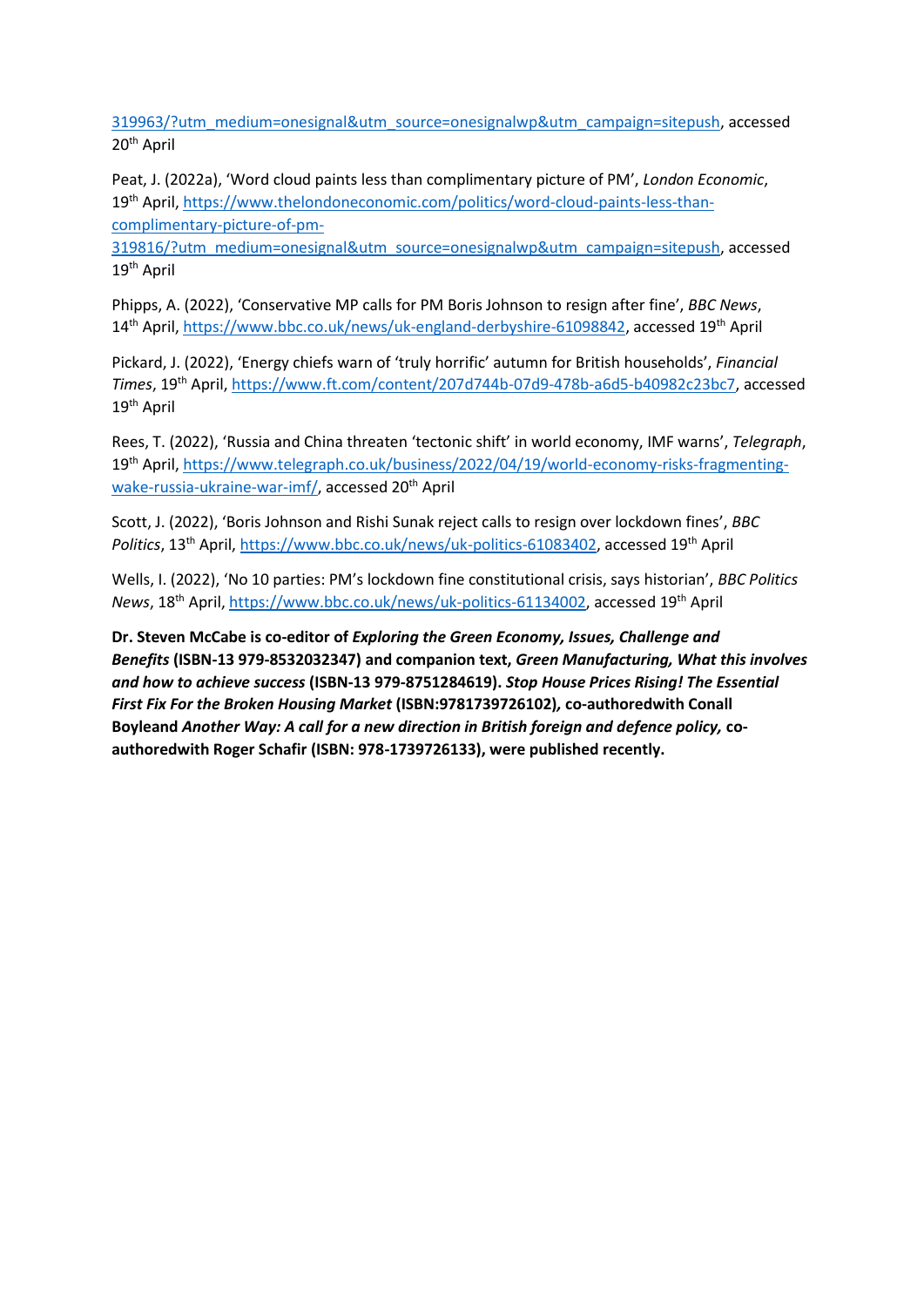319963/?utm_medium=onesignal&utm_source=onesignalwp&utm_campaign=sitepush, accessed 20th April

Peat, J. (2022a), 'Word cloud paints less than complimentary picture of PM', *London Economic*, 19th April, https://www.thelondoneconomic.com/politics/word-cloud-paints-less-than-complimentary-picture-of-pm-319816/?utm_medium=onesignal&utm_source=onesignalwp&utm_campaign=sitepush, accessed 19th April

Phipps, A. (2022), 'Conservative MP calls for PM Boris Johnson to resign after fine', *BBC News*, 14th April, https://www.bbc.co.uk/news/uk-england-derbyshire-61098842, accessed 19th April

Pickard, J. (2022), 'Energy chiefs warn of 'truly horrific' autumn for British households', *Financial Times*, 19th April, https://www.ft.com/content/207d744b-07d9-478b-a6d5-b40982c23bc7, accessed 19th April

Rees, T. (2022), 'Russia and China threaten 'tectonic shift' in world economy, IMF warns', *Telegraph*, 19th April, https://www.telegraph.co.uk/business/2022/04/19/world-economy-risks-fragmenting-wake-russia-ukraine-war-imf/, accessed 20th April

Scott, J. (2022), 'Boris Johnson and Rishi Sunak reject calls to resign over lockdown fines', *BBC Politics*, 13th April, https://www.bbc.co.uk/news/uk-politics-61083402, accessed 19th April

Wells, I. (2022), 'No 10 parties: PM's lockdown fine constitutional crisis, says historian', *BBC Politics News*, 18th April, https://www.bbc.co.uk/news/uk-politics-61134002, accessed 19th April

**Dr. Steven McCabe is co-editor of *Exploring the Green Economy, Issues, Challenge and Benefits* (ISBN-13 979-8532032347) and companion text, *Green Manufacturing, What this involves and how to achieve success* (ISBN-13 979-8751284619). *Stop House Prices Rising! The Essential First Fix For the Broken Housing Market* (ISBN:9781739726102), co-authoredwith Conall Boyleand *Another Way: A call for a new direction in British foreign and defence policy,* co-authoredwith Roger Schafir (ISBN: 978-1739726133), were published recently.**